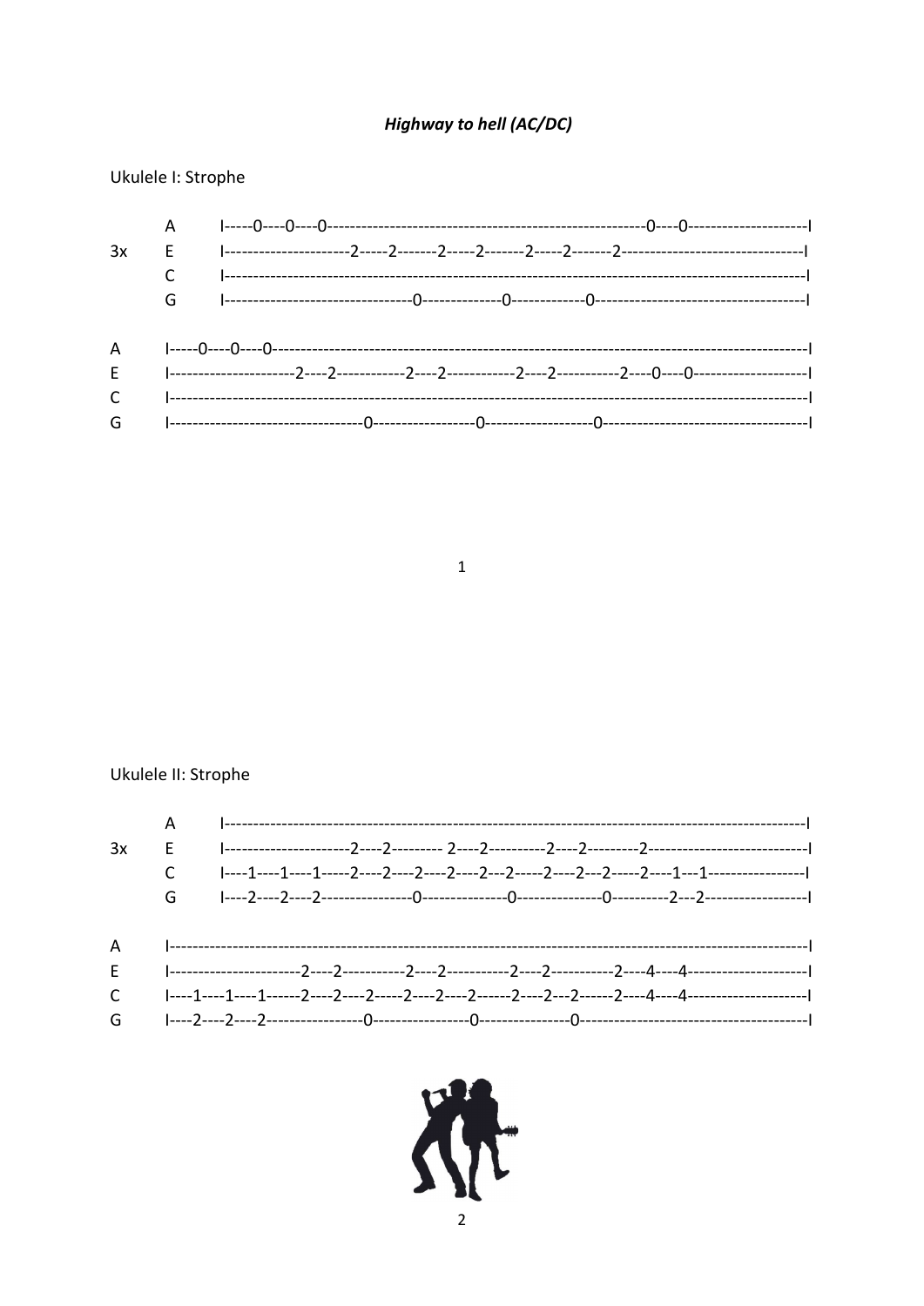***Highway to hell (AC/DC)***

Ukulele I: Strophe

```
      A    I-----0----0----0-------------------------------------------------------0----0---------------------I
3x    E    I----------------------2-----2-------2-----2-------2-----2-------2--------------------------------I
      C    I-----------------------------------------------------------------------------------------------------I
      G    I--------------------------------0-------------0------------0------------------------------------I

A     I-----0----0----0-------------------------------------------------------------------------------------------I
E     I----------------------2----2------------2----2------------2----2-----------2----0----0--------------------I
C     I-------------------------------------------------------------------------------------------------------------I
G     I---------------------------------0------------------0------------------0------------------------------------I
```

Ukulele II: Strophe

```
      A    I-----------------------------------------------------------------------------------------------------I
3x    E    I----------------------2----2--------- 2----2----------2----2---------2----------------------------I
      C    I----1----1----1-----2----2----2----2----2----2---2-----2----2---2-----2----1---1------------------I
      G    I----2----2----2----------------0---------------0---------------0----------2---2------------------I

A     I-------------------------------------------------------------------------------------------------------------I
E     I-----------------------2----2-----------2----2-----------2----2----------2----4----4---------------------I
C     I----1----1----1------2----2----2-----2----2----2------2----2---2------2----4----4---------------------I
G     I----2----2----2-----------------0-----------------0----------------0---------------------------------------I
```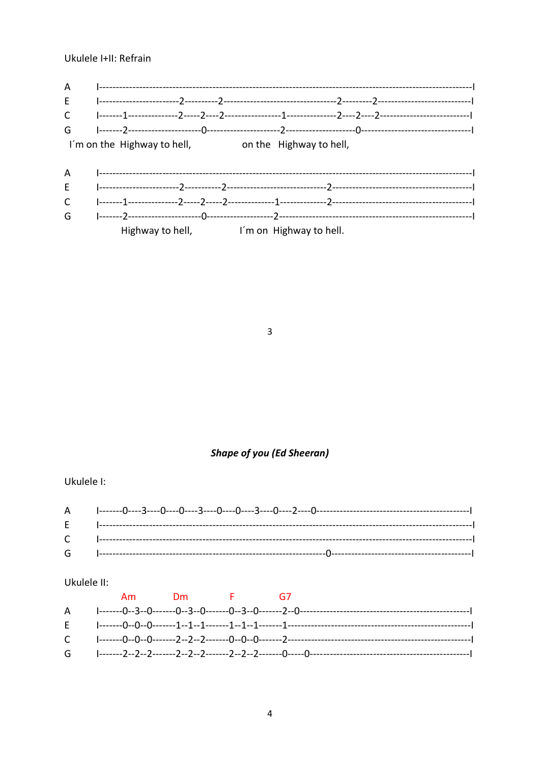Ukulele I+II: Refrain

```
A    I-------------------------------------------------------------------------------------------------------I
E    I-----------------------2---------2-------------------------------2--------2---------------------------I
C    I-------1--------------2-----2----2----------------1--------------2----2----2--------------------------I
G    I-------2---------------------0---------------------2-------------------0-------------------------------I
  I´m on the  Highway to hell,              on the   Highway to hell,
```

```
A    I-------------------------------------------------------------------------------------------------------I
E    I-----------------------2----------2----------------------------2-----------------------------------------I
C    I-------1--------------2-----2-----2-------------1-------------2-----------------------------------------I
G    I-------2---------------------0-------------------2------------------------------------------------------I
          Highway to hell,             I´m on  Highway to hell.
```

### *Shape of you (Ed Sheeran)*

Ukulele I:

```
A    I-------0----3----0----0----3----0----0----3----0----2----0--------------------------------------------I
E    I-------------------------------------------------------------------------------------------------------I
C    I-------------------------------------------------------------------------------------------------------I
G    I-----------------------------------------------------------------0----------------------------------------I
```

Ukulele II:

```
          Am          Dm          F           G7
A    I-------0--3--0-------0--3--0-------0--3--0-------2--0------------------------------------------------I
E    I-------0--0--0-------1--1--1-------1--1--1-------1----------------------------------------------------I
C    I-------0--0--0-------2--2--2-------0--0--0-------2----------------------------------------------------I
G    I-------2--2--2-------2--2--2-------2--2--2-------0-----0----------------------------------------------I
```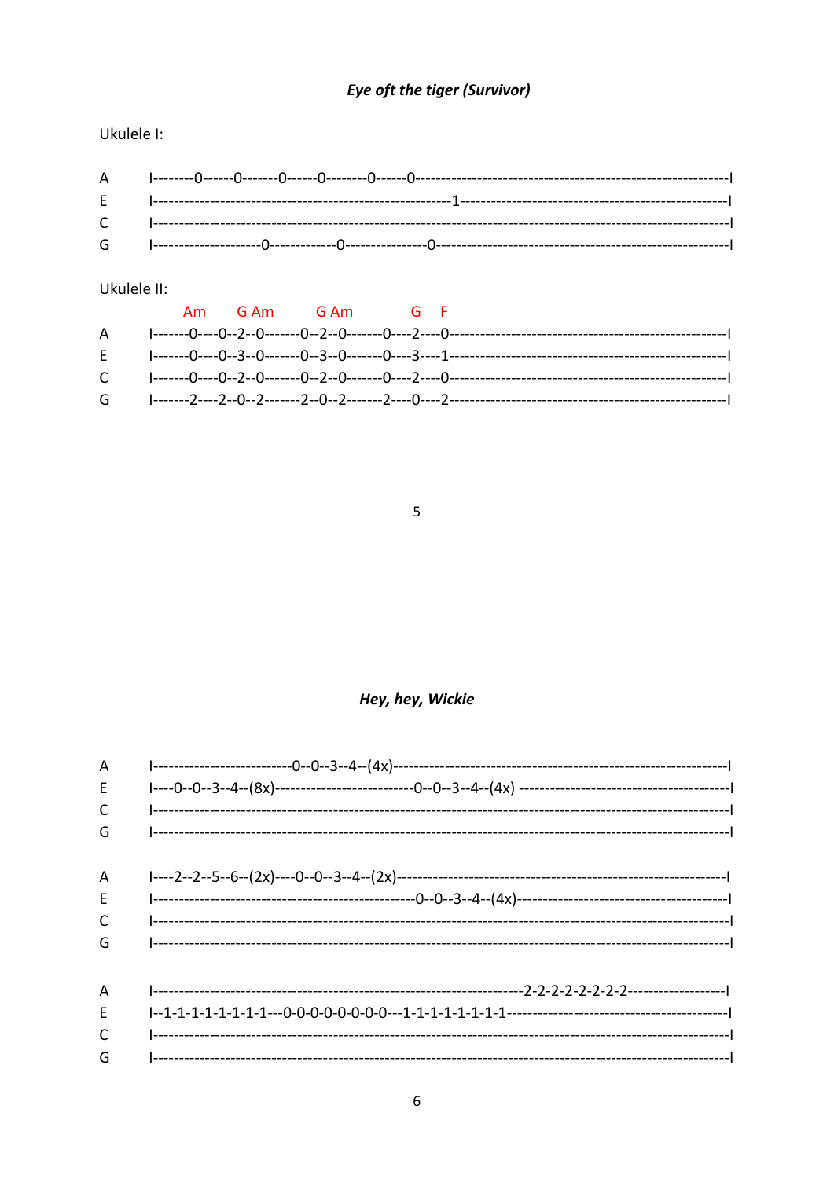## *Eye oft the tiger (Survivor)*

Ukulele I:

```
A     I--------0------0-------0------0--------0------0------------------------------------------------------------I
E     I---------------------------------------------------------1--------------------------------------------------I
C     I-------------------------------------------------------------------------------------------------------------I
G     I--------------------0------------0---------------0-----------------------------------------------------------I
```

Ukulele II:

```
             Am       G Am         G Am            G    F
A     I-------0----0--2--0-------0--2--0-------0----2----0-----------------------------------------------------I
E     I-------0----0--3--0-------0--3--0-------0----3----1-----------------------------------------------------I
C     I-------0----0--2--0-------0--2--0-------0----2----0-----------------------------------------------------I
G     I-------2----2--0--2-------2--0--2-------2----0----2-----------------------------------------------------I
```

## *Hey, hey, Wickie*

```
A     I--------------------------0--0--3--4--(4x)---------------------------------------------------------------I
E     I----0--0--3--4--(8x)---------------------------0--0--3--4--(4x) -----------------------------------------I
C     I-------------------------------------------------------------------------------------------------------------I
G     I-------------------------------------------------------------------------------------------------------------I

A     I----2--2--5--6--(2x)----0--0--3--4--(2x)-------------------------------------------------------------------I
E     I-------------------------------------------------0--0--3--4--(4x)-----------------------------------------I
C     I-------------------------------------------------------------------------------------------------------------I
G     I-------------------------------------------------------------------------------------------------------------I

A     I--------------------------------------------------------------------2-2-2-2-2-2-2-2-------------------I
E     I--1-1-1-1-1-1-1-1---0-0-0-0-0-0-0-0---1-1-1-1-1-1-1-1------------------------------------------I
C     I-------------------------------------------------------------------------------------------------------------I
G     I-------------------------------------------------------------------------------------------------------------I
```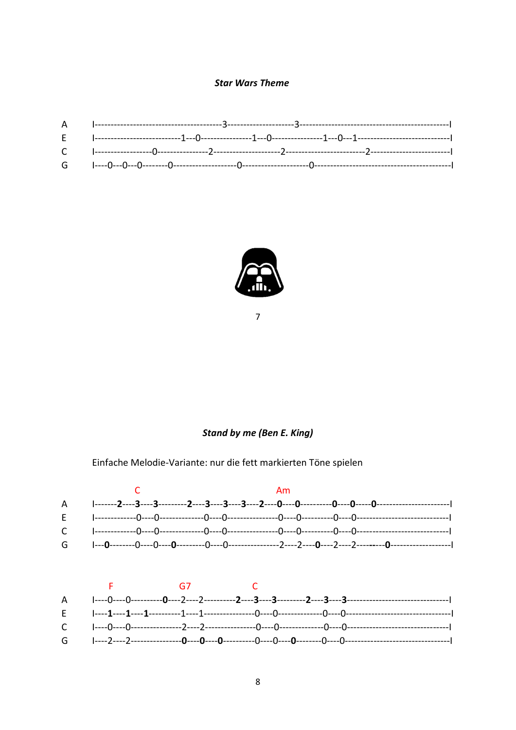### *Star Wars Theme*

```
A   I-------------------------------------3--------------------3--------------------------------------------I
E   I--------------------------1---0----------------1---0----------------1---0---1----------------------------I
C   I-----------------0---------------2--------------------2------------------------2------------------------I
G   I----0---0---0---0--------0-------------------0--------------------0------------------------------------------I
```

### *Stand by me (Ben E. King)*

Einfache Melodie-Variante: nur die fett markierten Töne spielen

```
            C                                    Am
A   I-------2----3----3---------2----3----3----3----2----0----0----------0----0-----0-----------------------I
E   I------------0----0-------------0----0---------------0----0----------0----0-----------------------------I
C   I------------0----0-------------0----0---------------0----0----------0----0-----------------------------I
G   I---0--------0----0----0---------0----0---------------2----2----0----2----2--------0-------------------I
```

```
      F                G7                C
A   I----0----0----------0----2----2----------2----3----3---------2----3----3--------------------------------I
E   I----1----1----1----------1----1----------------0----0-------------0----0--------------------------------I
C   I----0----0----------------2----2---------------0----0-------------0----0--------------------------------I
G   I----2----2----------------0----0----0----------0----0----0--------0----0--------------------------------I
```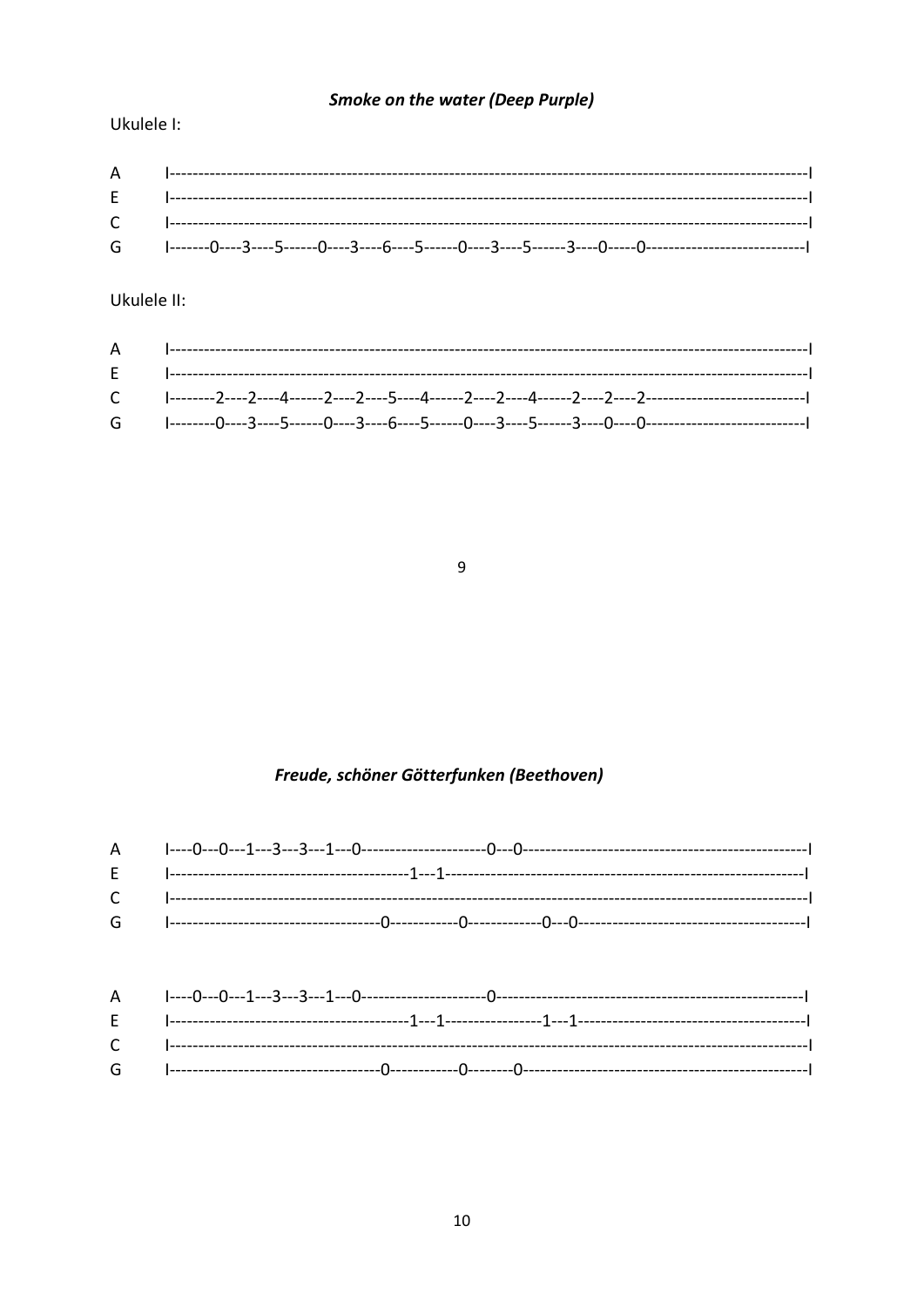### ***Smoke on the water (Deep Purple)***

Ukulele I:

```
A    I-----------------------------------------------------------------------------------------------------------I
E    I-----------------------------------------------------------------------------------------------------------I
C    I-----------------------------------------------------------------------------------------------------------I
G    I-------0----3----5------0----3----6----5------0----3----5------3----0-----0---------------------------I
```

Ukulele II:

```
A    I-----------------------------------------------------------------------------------------------------------I
E    I-----------------------------------------------------------------------------------------------------------I
C    I--------2----2----4------2----2----5----4------2----2----4------2----2----2---------------------------I
G    I--------0----3----5------0----3----6----5------0----3----5------3----0----0---------------------------I
```

### ***Freude, schöner Götterfunken (Beethoven)***

```
A    I----0---0---1---3---3---1---0---------------------0---0------------------------------------------------I
E    I-----------------------------------------1---1------------------------------------------------------------I
C    I-----------------------------------------------------------------------------------------------------------I
G    I------------------------------------0-----------0------------0---0--------------------------------------I
```

```
A    I----0---0---1---3---3---1---0---------------------0----------------------------------------------------I
E    I-----------------------------------------1---1----------------1---1--------------------------------------I
C    I-----------------------------------------------------------------------------------------------------------I
G    I------------------------------------0-----------0--------0-----------------------------------------------I
```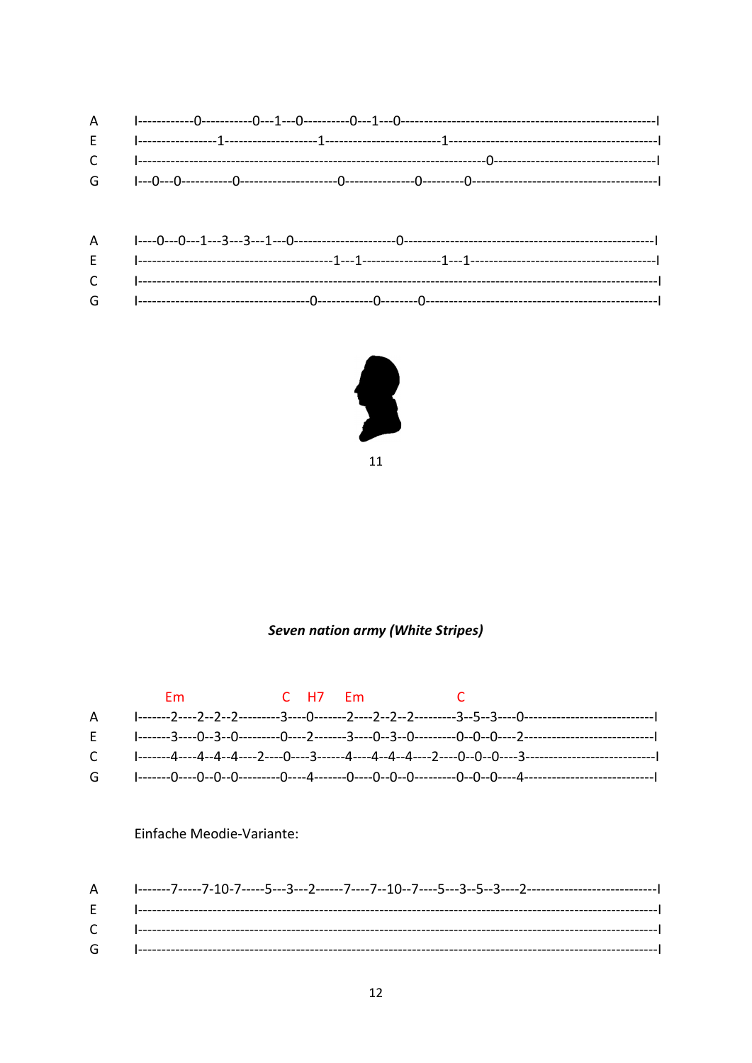```
A    I------------0-----------0---1---0----------0---1---0-----------------------------------------------------I
E    I-----------------1--------------------1-------------------------1---------------------------------------------I
C    I---------------------------------------------------------------------------0-----------------------------------I
G    I---0---0-----------0--------------------0---------------0---------0---------------------------------------I
```

```
A    I----0---0---1---3---3---1---0---------------------0----------------------------------------------------I
E    I-----------------------------------------1---1-----------------1---1---------------------------------------I
C    I--------------------------------------------------------------------------------------------------------------I
G    I-------------------------------------0------------0--------0------------------------------------------------I
```

### *Seven nation army (White Stripes)*

```
          Em                    C    H7     Em                   C
A    I-------2----2--2--2---------3----0-------2----2--2--2---------3--5--3----0---------------------------I
E    I-------3----0--3--0---------0----2-------3----0--3--0---------0--0--0----2---------------------------I
C    I-------4----4--4--4----2----0----3------4----4--4--4----2----0--0--0----3---------------------------I
G    I-------0----0--0--0---------0----4-------0----0--0--0---------0--0--0----4---------------------------I
```

Einfache Meodie-Variante:

```
A    I-------7-----7-10-7-----5---3---2------7----7--10--7----5---3--5--3----2---------------------------I
E    I-------------------------------------------------------------------------------------------------------------I
C    I-------------------------------------------------------------------------------------------------------------I
G    I-------------------------------------------------------------------------------------------------------------I
```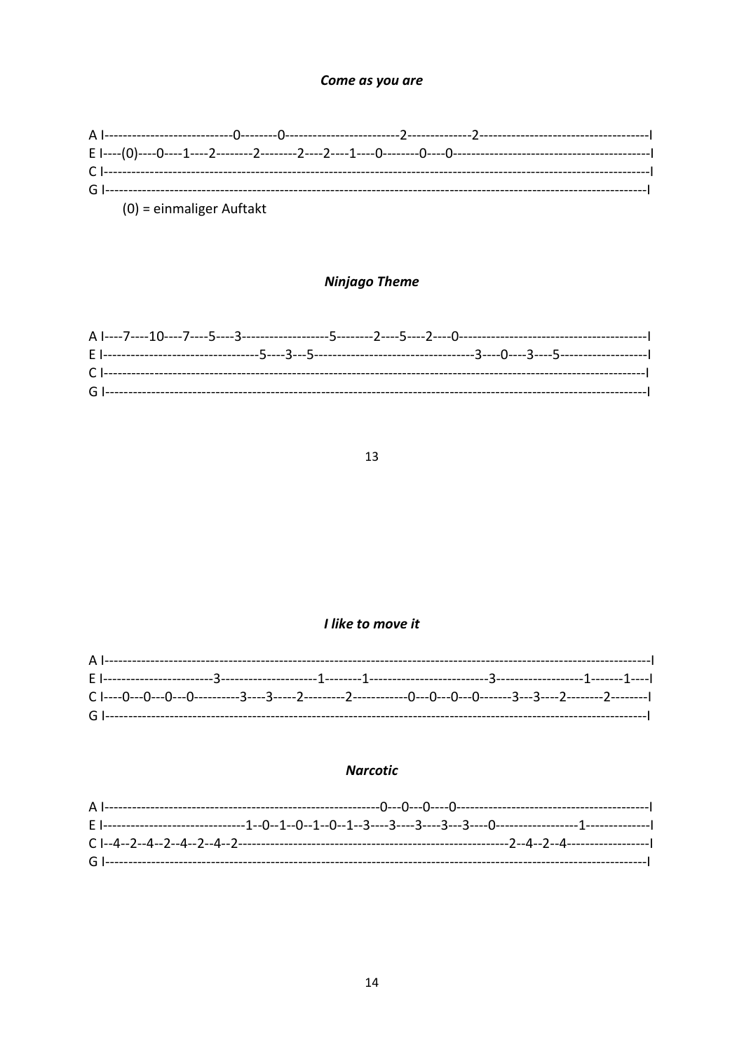### *Come as you are*

```
A I---------------------------0--------0------------------------2-------------2------------------------------------I
E I----(0)----0----1----2--------2--------2----2----1----0--------0----0------------------------------------------I
C I--------------------------------------------------------------------------------------------------------------------I
G I-------------------------------------------------------------------------------------------------------------------I
```

(0) = einmaliger Auftakt

### *Ninjago Theme*

```
A I----7----10----7----5----3-------------------5--------2----5----2----0-----------------------------------------I
E I---------------------------------5----3---5----------------------------------3----0----3----5-------------------I
C I-------------------------------------------------------------------------------------------------------------------I
G I--------------------------------------------------------------------------------------------------------------------I
```

### *I like to move it*

```
A I--------------------------------------------------------------------------------------------------------------------I
E I-----------------------3---------------------1--------1-------------------------3-------------------1-------1----I
C I----0---0---0---0----------3----3-----2---------2-----------0---0---0---0-------3---3----2--------2--------I
G I--------------------------------------------------------------------------------------------------------------------I
```

### *Narcotic*

```
A I----------------------------------------------------------0---0---0----0-----------------------------------------I
E I-------------------------------1--0--1--0--1--0--1--3----3----3----3---3----0------------------1--------------I
C I--4--2--4--2--4--2--4--2---------------------------------------------------------2--4--2--4------------------I
G I--------------------------------------------------------------------------------------------------------------------I
```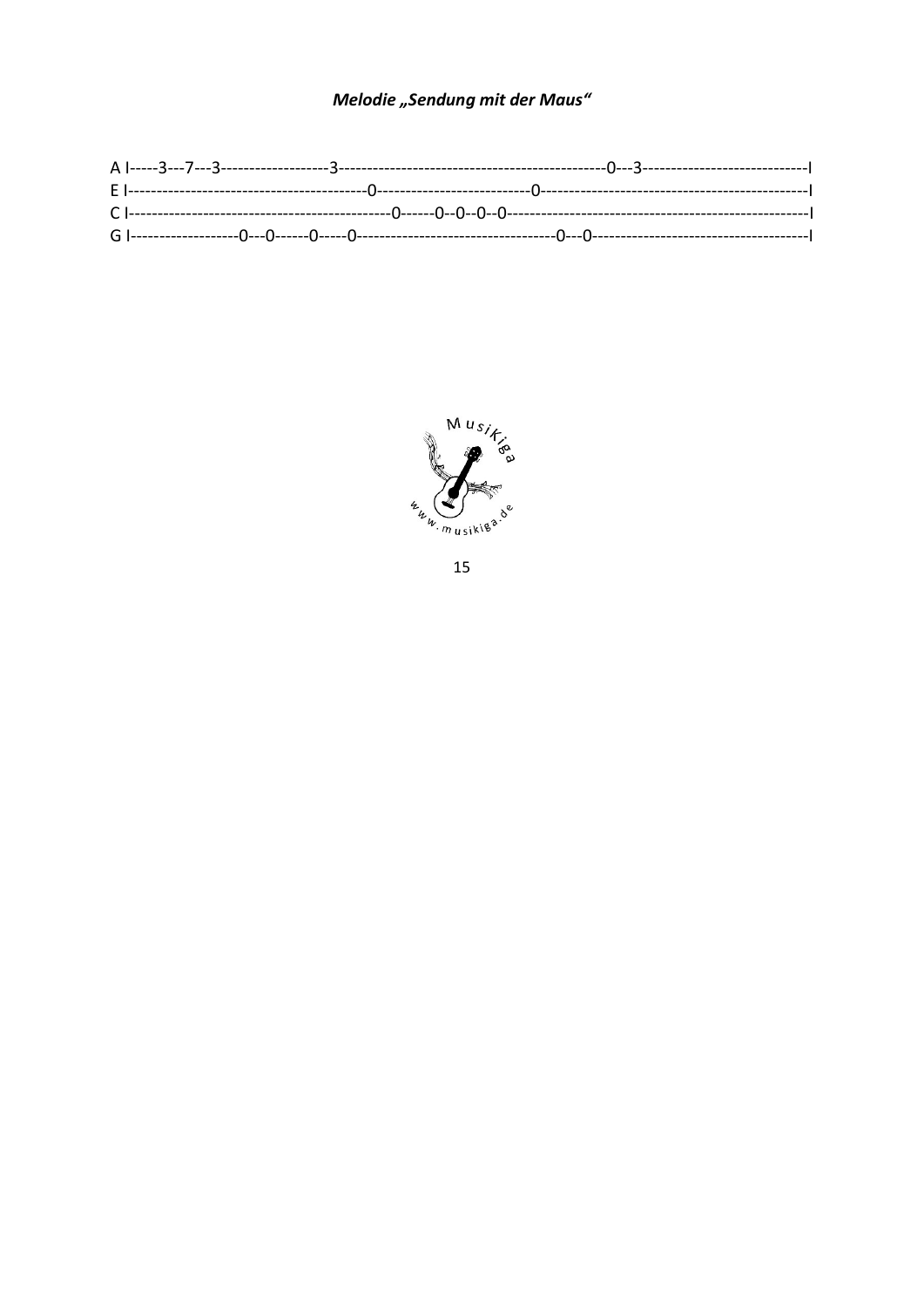*Melodie „Sendung mit der Maus“*

```
A I-----3---7---3-------------------3----------------------------------------------0---3-----------------------------I
E I------------------------------------------0--------------------------0----------------------------------------------I
C I---------------------------------------------0------0--0--0--0----------------------------------------------------I
G I-------------------0---0------0-----0-----------------------------------0---0-------------------------------------I
```